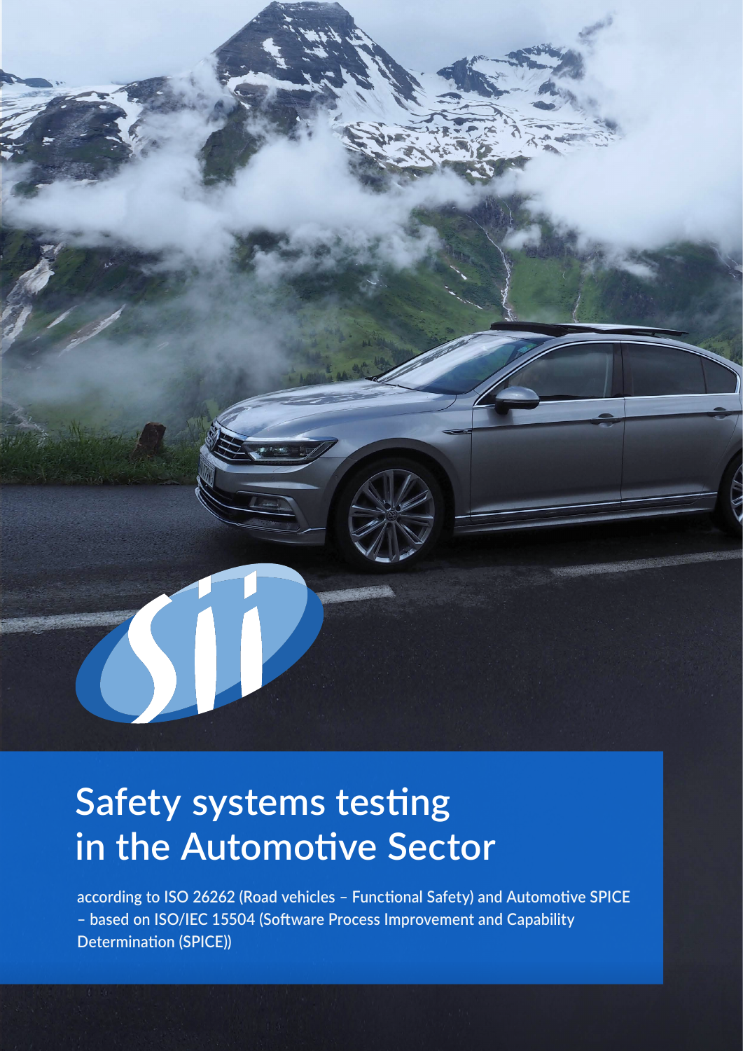# Safety systems testing in the Automotive Sector

according to ISO 26262 (Road vehicles – Functional Safety) and Automotive SPICE – based on ISO/IEC 15504 (Software Process Improvement and Capability Determination (SPICE))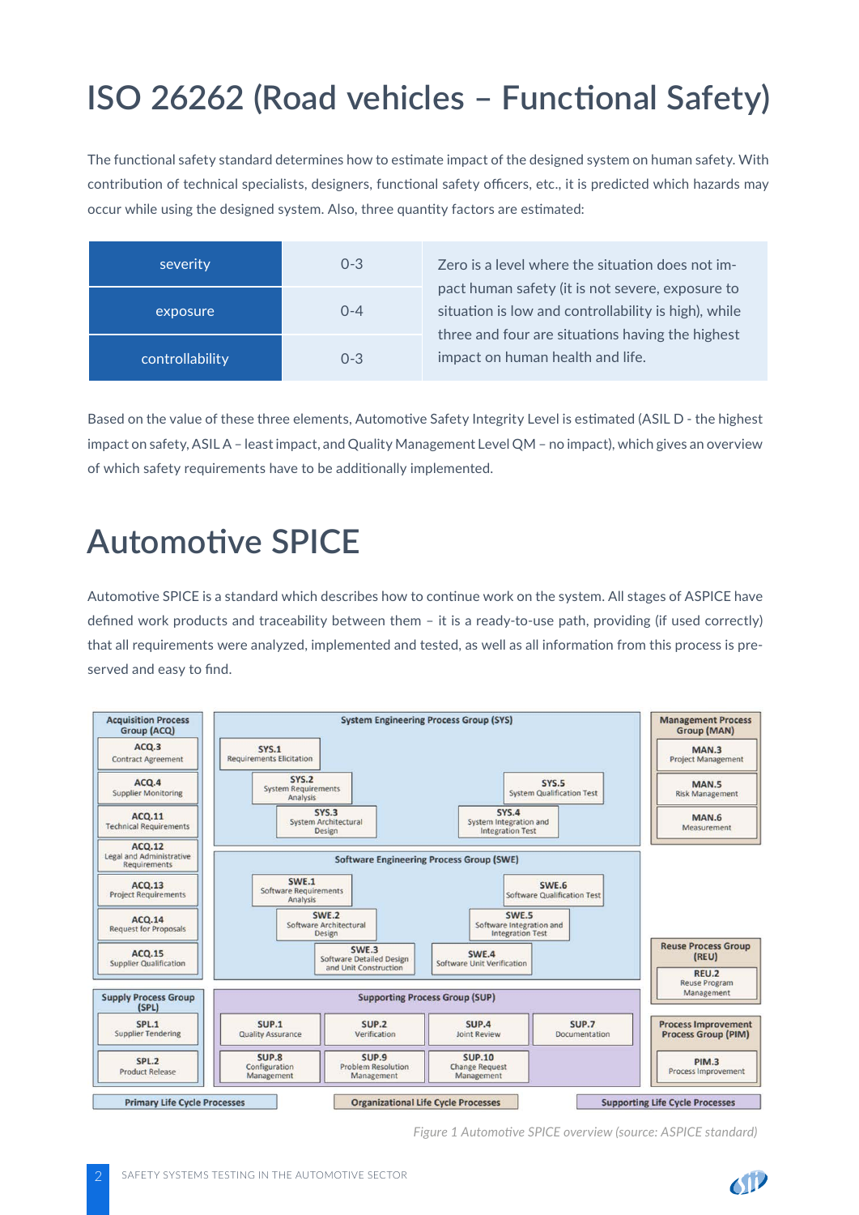# ISO 26262 (Road vehicles – Functional Safety)

The functional safety standard determines how to estimate impact of the designed system on human safety. With contribution of technical specialists, designers, functional safety officers, etc., it is predicted which hazards may occur while using the designed system. Also, three quantity factors are estimated:

| Factor | Range | Description |
|---|---|---|
| severity | 0-3 | Zero is a level where the situation does not impact human safety (it is not severe, exposure to situation is low and controllability is high), while three and four are situations having the highest impact on human health and life. |
| exposure | 0-4 | |
| controllability | 0-3 | |

Based on the value of these three elements, Automotive Safety Integrity Level is estimated (ASIL D - the highest impact on safety, ASIL A – least impact, and Quality Management Level QM – no impact), which gives an overview of which safety requirements have to be additionally implemented.

# Automotive SPICE

Automotive SPICE is a standard which describes how to continue work on the system. All stages of ASPICE have defined work products and traceability between them – it is a ready-to-use path, providing (if used correctly) that all requirements were analyzed, implemented and tested, as well as all information from this process is preserved and easy to find.

**Acquisition Process Group (ACQ)**
- ACQ.3 Contract Agreement
- ACQ.4 Supplier Monitoring
- ACQ.11 Technical Requirements
- ACQ.12 Legal and Administrative Requirements
- ACQ.13 Project Requirements
- ACQ.14 Request for Proposals
- ACQ.15 Supplier Qualification

**System Engineering Process Group (SYS)**
- SYS.1 Requirements Elicitation
- SYS.2 System Requirements Analysis
- SYS.3 System Architectural Design
- SYS.4 System Integration and Integration Test
- SYS.5 System Qualification Test

**Software Engineering Process Group (SWE)**
- SWE.1 Software Requirements Analysis
- SWE.2 Software Architectural Design
- SWE.3 Software Detailed Design and Unit Construction
- SWE.4 Software Unit Verification
- SWE.5 Software Integration and Integration Test
- SWE.6 Software Qualification Test

**Management Process Group (MAN)**
- MAN.3 Project Management
- MAN.5 Risk Management
- MAN.6 Measurement

**Reuse Process Group (REU)**
- REU.2 Reuse Program Management

**Supply Process Group (SPL)**
- SPL.1 Supplier Tendering
- SPL.2 Product Release

**Supporting Process Group (SUP)**
- SUP.1 Quality Assurance
- SUP.2 Verification
- SUP.4 Joint Review
- SUP.7 Documentation
- SUP.8 Configuration Management
- SUP.9 Problem Resolution Management
- SUP.10 Change Request Management

**Process Improvement Process Group (PIM)**
- PIM.3 Process Improvement

Primary Life Cycle Processes | Organizational Life Cycle Processes | Supporting Life Cycle Processes

*Figure 1 Automotive SPICE overview (source: ASPICE standard)*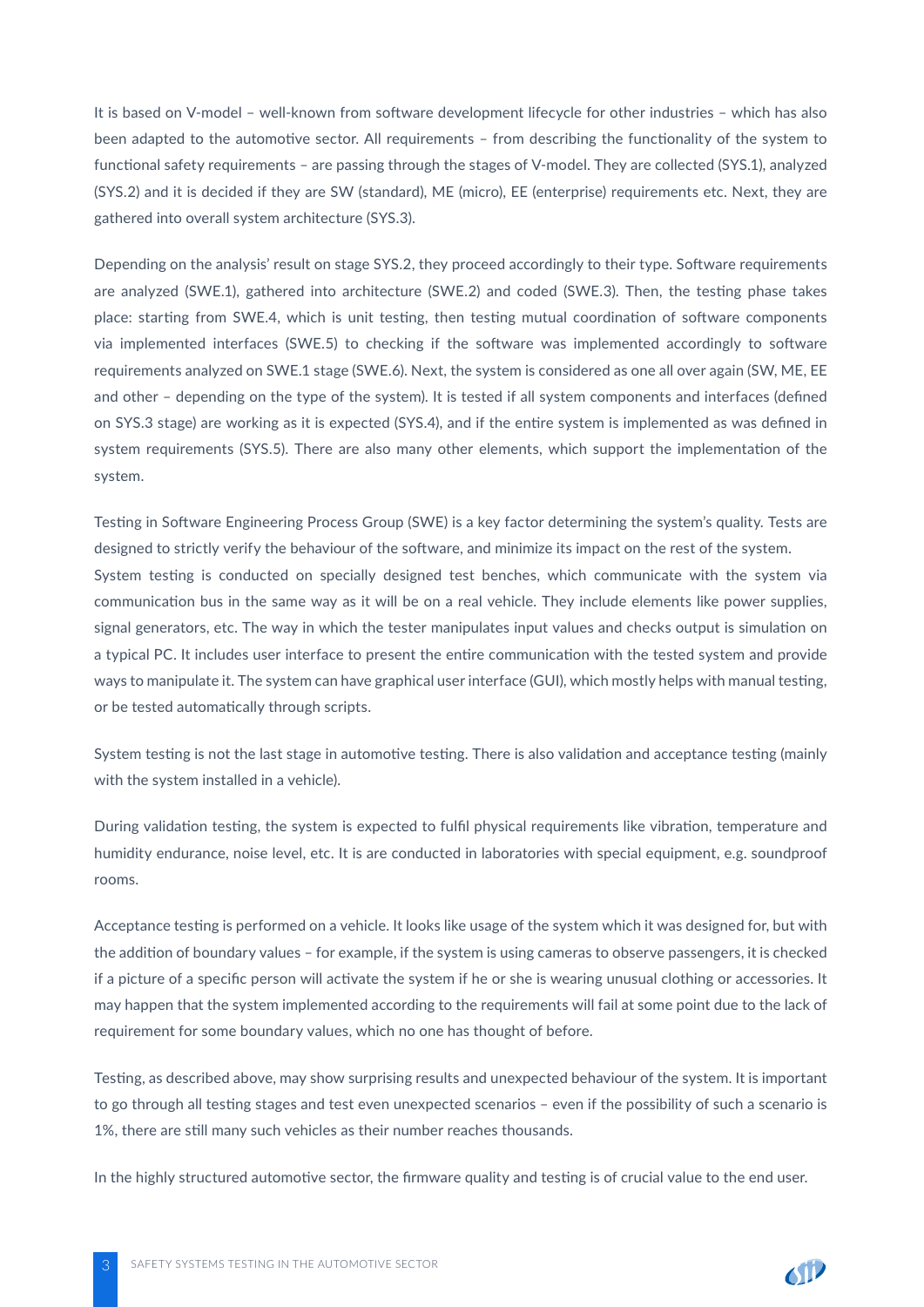It is based on V-model – well-known from software development lifecycle for other industries – which has also been adapted to the automotive sector. All requirements – from describing the functionality of the system to functional safety requirements – are passing through the stages of V-model. They are collected (SYS.1), analyzed (SYS.2) and it is decided if they are SW (standard), ME (micro), EE (enterprise) requirements etc. Next, they are gathered into overall system architecture (SYS.3).

Depending on the analysis' result on stage SYS.2, they proceed accordingly to their type. Software requirements are analyzed (SWE.1), gathered into architecture (SWE.2) and coded (SWE.3). Then, the testing phase takes place: starting from SWE.4, which is unit testing, then testing mutual coordination of software components via implemented interfaces (SWE.5) to checking if the software was implemented accordingly to software requirements analyzed on SWE.1 stage (SWE.6). Next, the system is considered as one all over again (SW, ME, EE and other – depending on the type of the system). It is tested if all system components and interfaces (defined on SYS.3 stage) are working as it is expected (SYS.4), and if the entire system is implemented as was defined in system requirements (SYS.5). There are also many other elements, which support the implementation of the system.

Testing in Software Engineering Process Group (SWE) is a key factor determining the system's quality. Tests are designed to strictly verify the behaviour of the software, and minimize its impact on the rest of the system.
System testing is conducted on specially designed test benches, which communicate with the system via communication bus in the same way as it will be on a real vehicle. They include elements like power supplies, signal generators, etc. The way in which the tester manipulates input values and checks output is simulation on a typical PC. It includes user interface to present the entire communication with the tested system and provide ways to manipulate it. The system can have graphical user interface (GUI), which mostly helps with manual testing, or be tested automatically through scripts.

System testing is not the last stage in automotive testing. There is also validation and acceptance testing (mainly with the system installed in a vehicle).

During validation testing, the system is expected to fulfil physical requirements like vibration, temperature and humidity endurance, noise level, etc. It is are conducted in laboratories with special equipment, e.g. soundproof rooms.

Acceptance testing is performed on a vehicle. It looks like usage of the system which it was designed for, but with the addition of boundary values – for example, if the system is using cameras to observe passengers, it is checked if a picture of a specific person will activate the system if he or she is wearing unusual clothing or accessories. It may happen that the system implemented according to the requirements will fail at some point due to the lack of requirement for some boundary values, which no one has thought of before.

Testing, as described above, may show surprising results and unexpected behaviour of the system. It is important to go through all testing stages and test even unexpected scenarios – even if the possibility of such a scenario is 1%, there are still many such vehicles as their number reaches thousands.

In the highly structured automotive sector, the firmware quality and testing is of crucial value to the end user.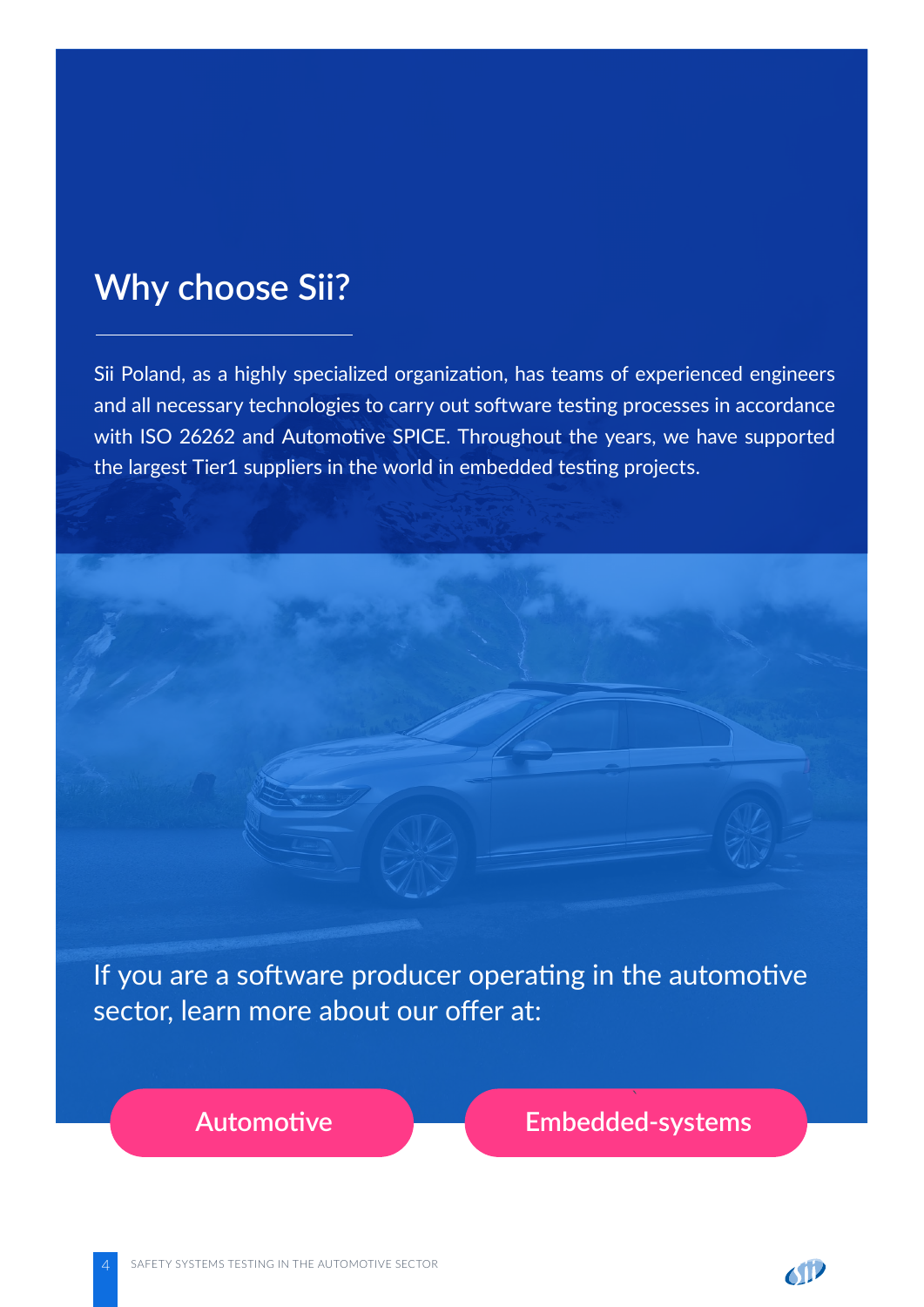## Why choose Sii?

Sii Poland, as a highly specialized organization, has teams of experienced engineers and all necessary technologies to carry out software testing processes in accordance with ISO 26262 and Automotive SPICE. Throughout the years, we have supported the largest Tier1 suppliers in the world in embedded testing projects.

If you are a software producer operating in the automotive sector, learn more about our offer at:

Automotive

Embedded-systems